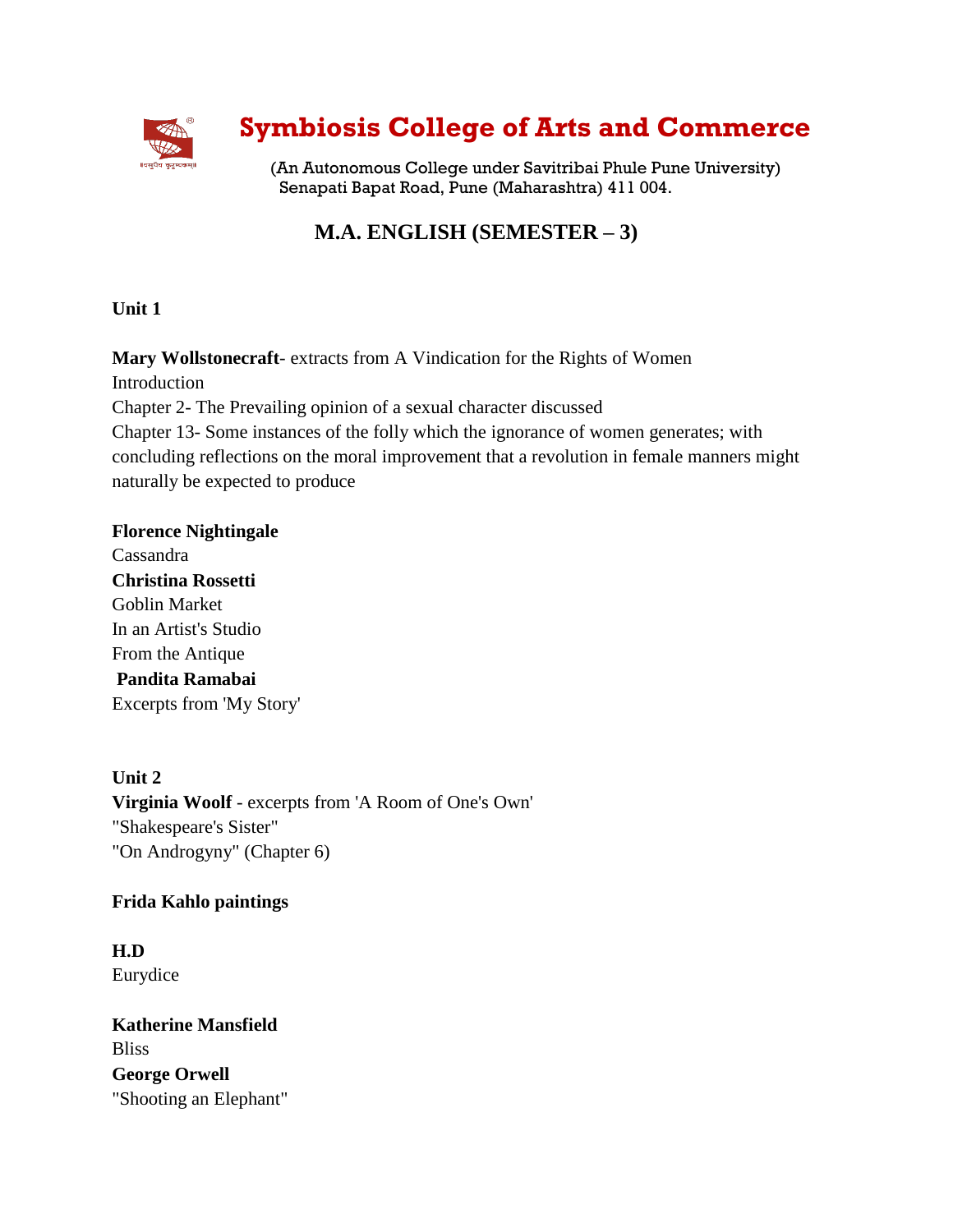# Symbiosis College of Arts and Commerce

(An Autonomous College under Savitribai Phule Pune University)
Senapati Bapat Road, Pune (Maharashtra) 411 004.

## M.A. ENGLISH (SEMESTER – 3)

**Unit 1**

**Mary Wollstonecraft**- extracts from A Vindication for the Rights of Women
Introduction
Chapter 2- The Prevailing opinion of a sexual character discussed
Chapter 13- Some instances of the folly which the ignorance of women generates; with concluding reflections on the moral improvement that a revolution in female manners might naturally be expected to produce

**Florence Nightingale**
Cassandra
**Christina Rossetti**
Goblin Market
In an Artist's Studio
From the Antique
**Pandita Ramabai**
Excerpts from 'My Story'

**Unit 2**
**Virginia Woolf** - excerpts from 'A Room of One's Own'
"Shakespeare's Sister"
"On Androgyny" (Chapter 6)

**Frida Kahlo paintings**

**H.D**
Eurydice

**Katherine Mansfield**
Bliss
**George Orwell**
"Shooting an Elephant"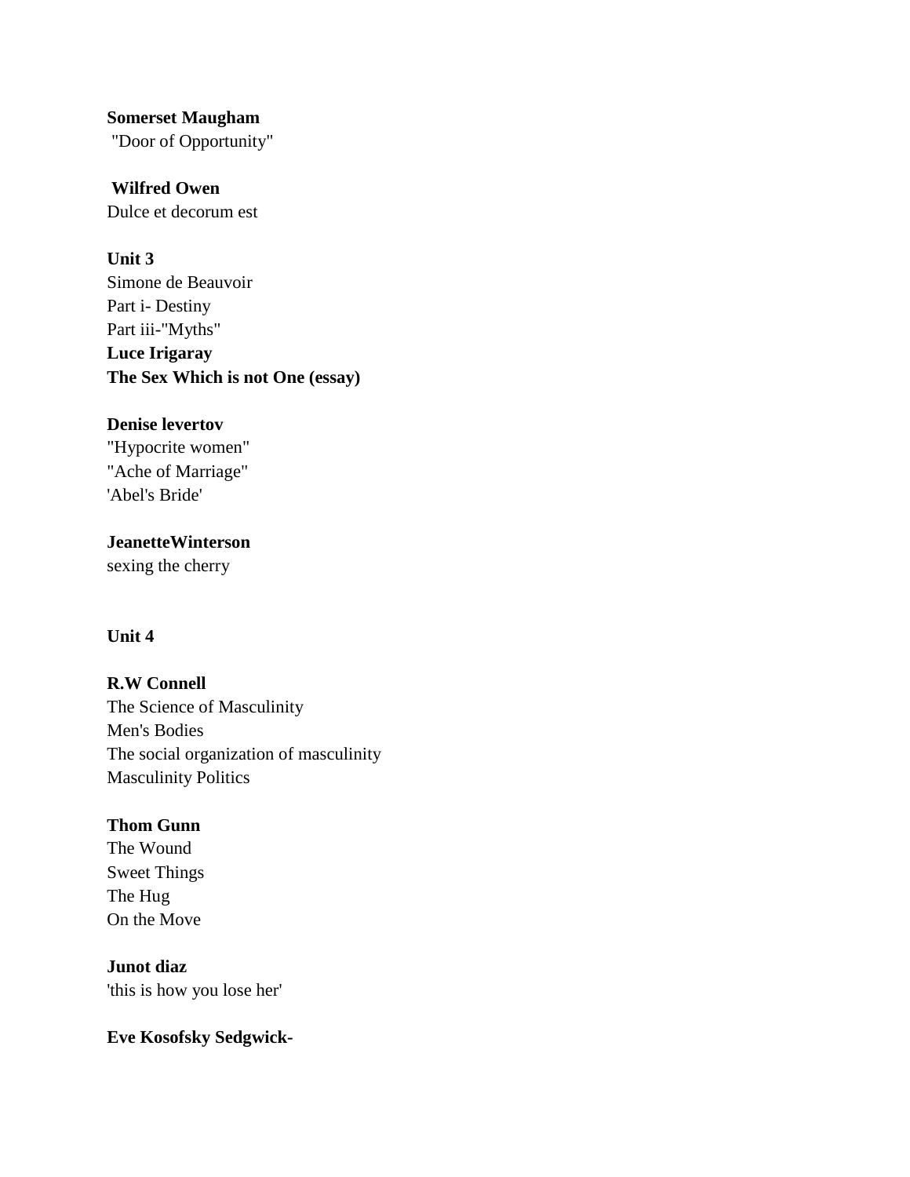**Somerset Maugham**
"Door of Opportunity"

**Wilfred Owen**
Dulce et decorum est

**Unit 3**
Simone de Beauvoir
Part i- Destiny
Part iii-"Myths"
**Luce Irigaray**
**The Sex Which is not One (essay)**

**Denise levertov**
"Hypocrite women"
"Ache of Marriage"
'Abel's Bride'

**JeanetteWinterson**
sexing the cherry

**Unit 4**

**R.W Connell**
The Science of Masculinity
Men's Bodies
The social organization of masculinity
Masculinity Politics

**Thom Gunn**
The Wound
Sweet Things
The Hug
On the Move

**Junot diaz**
'this is how you lose her'

**Eve Kosofsky Sedgwick-**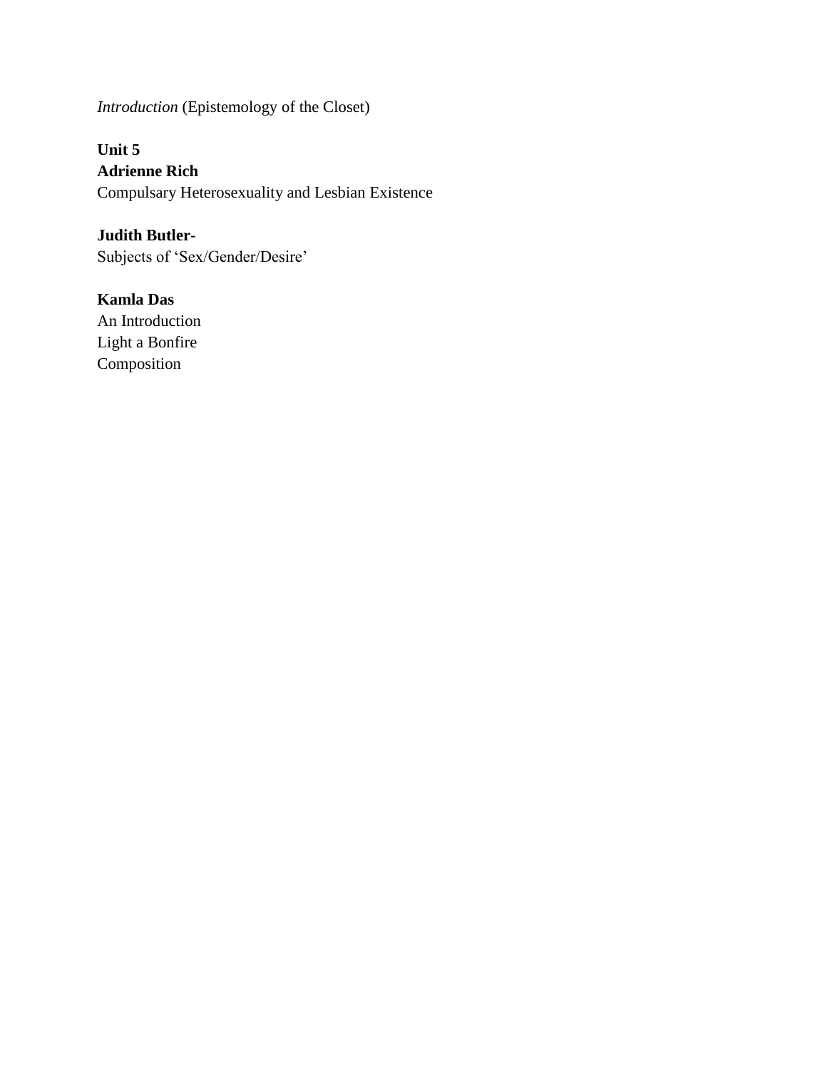*Introduction* (Epistemology of the Closet)

**Unit 5**
**Adrienne Rich**
Compulsary Heterosexuality and Lesbian Existence

**Judith Butler-**
Subjects of 'Sex/Gender/Desire'

**Kamla Das**
An Introduction
Light a Bonfire
Composition